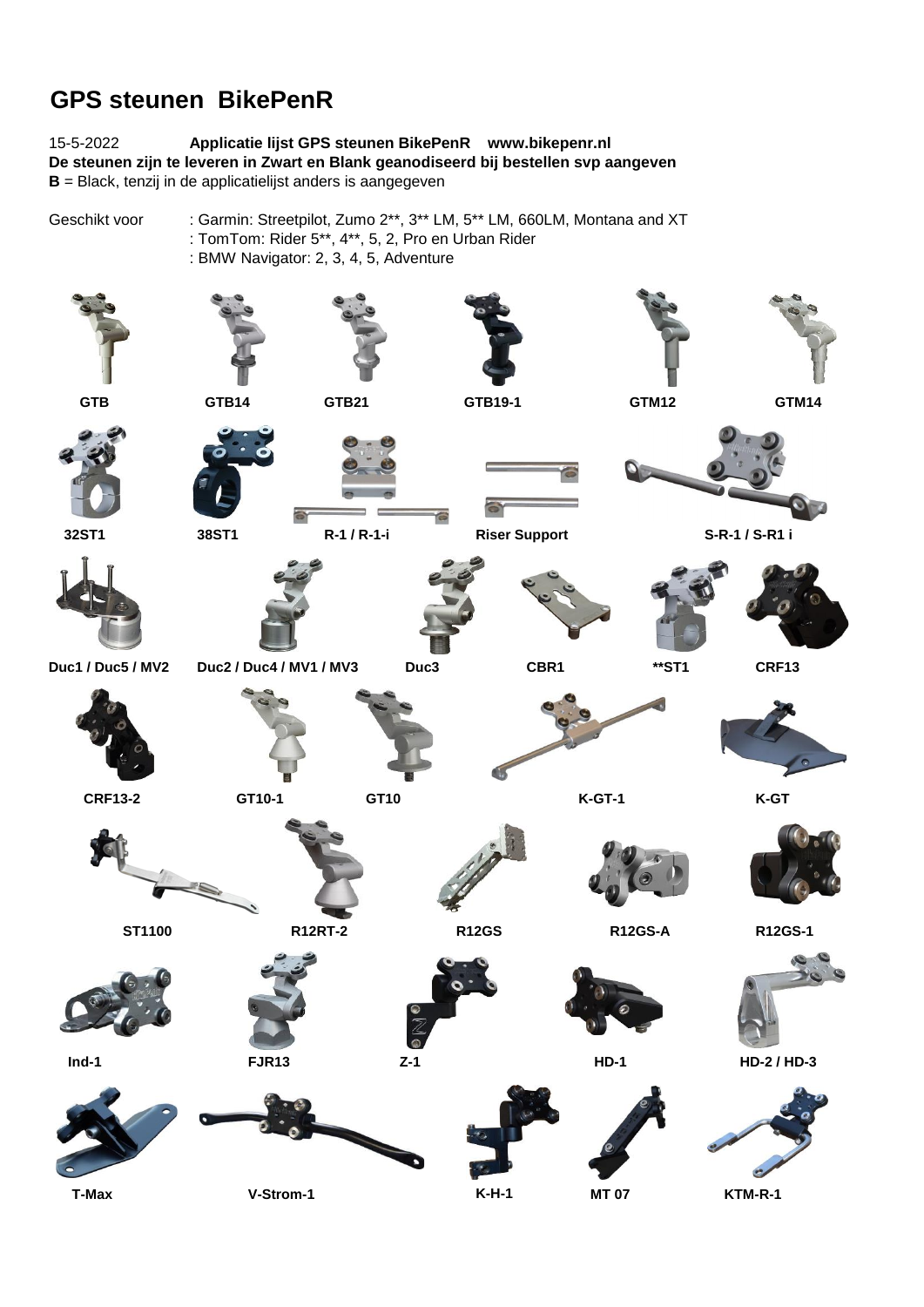# GPS steunen BikePenR

15-5-2022 **Applicatie lijst GPS steunen BikePenR www.bikepenr.nl**

**De steunen zijn te leveren in Zwart en Blank geanodiseerd bij bestellen svp aangeven**

**B** = Black, tenzij in de applicatielijst anders is aangegeven

Geschikt voor : Garmin: Streetpilot, Zumo 2**, 3** LM, 5** LM, 660LM, Montana and XT
: TomTom: Rider 5**, 4**, 5, 2, Pro en Urban Rider
: BMW Navigator: 2, 3, 4, 5, Adventure

GTB GTB14 GTB21 GTB19-1 GTM12 GTM14

32ST1 38ST1 R-1 / R-1-i Riser Support S-R-1 / S-R1 i

Duc1 / Duc5 / MV2 Duc2 / Duc4 / MV1 / MV3 Duc3 CBR1 **ST1 CRF13

CRF13-2 GT10-1 GT10 K-GT-1 K-GT

ST1100 R12RT-2 R12GS R12GS-A R12GS-1

Ind-1 FJR13 Z-1 HD-1 HD-2 / HD-3

T-Max V-Strom-1 K-H-1 MT 07 KTM-R-1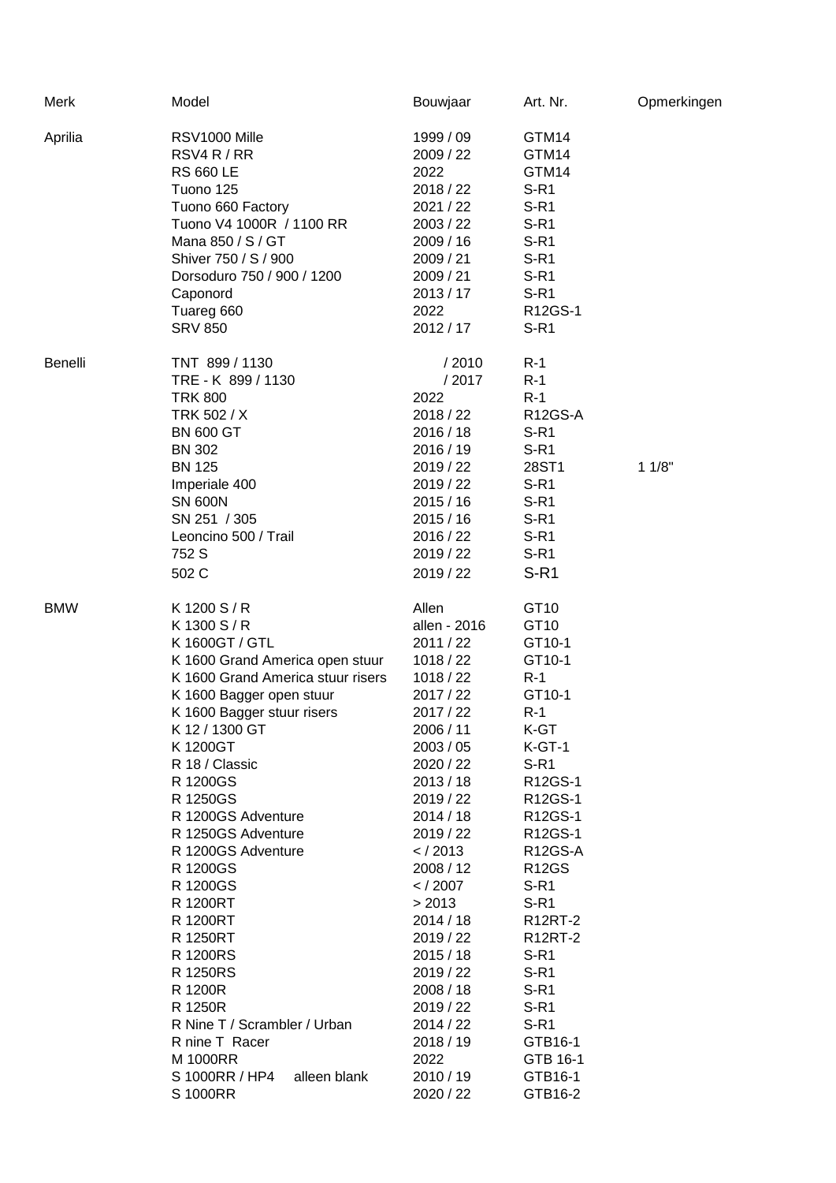| Merk | Model | Bouwjaar | Art. Nr. | Opmerkingen |
|---|---|---|---|---|
| Aprilia | RSV1000 Mille | 1999 / 09 | GTM14 | |
| | RSV4 R / RR | 2009 / 22 | GTM14 | |
| | RS 660 LE | 2022 | GTM14 | |
| | Tuono 125 | 2018 / 22 | S-R1 | |
| | Tuono 660 Factory | 2021 / 22 | S-R1 | |
| | Tuono V4 1000R / 1100 RR | 2003 / 22 | S-R1 | |
| | Mana 850 / S / GT | 2009 / 16 | S-R1 | |
| | Shiver 750 / S / 900 | 2009 / 21 | S-R1 | |
| | Dorsoduro 750 / 900 / 1200 | 2009 / 21 | S-R1 | |
| | Caponord | 2013 / 17 | S-R1 | |
| | Tuareg 660 | 2022 | R12GS-1 | |
| | SRV 850 | 2012 / 17 | S-R1 | |
| Benelli | TNT 899 / 1130 | / 2010 | R-1 | |
| | TRE - K 899 / 1130 | / 2017 | R-1 | |
| | TRK 800 | 2022 | R-1 | |
| | TRK 502 / X | 2018 / 22 | R12GS-A | |
| | BN 600 GT | 2016 / 18 | S-R1 | |
| | BN 302 | 2016 / 19 | S-R1 | |
| | BN 125 | 2019 / 22 | 28ST1 | 1 1/8" |
| | Imperiale 400 | 2019 / 22 | S-R1 | |
| | SN 600N | 2015 / 16 | S-R1 | |
| | SN 251 / 305 | 2015 / 16 | S-R1 | |
| | Leoncino 500 / Trail | 2016 / 22 | S-R1 | |
| | 752 S | 2019 / 22 | S-R1 | |
| | 502 C | 2019 / 22 | S-R1 | |
| BMW | K 1200 S / R | Allen | GT10 | |
| | K 1300 S / R | allen - 2016 | GT10 | |
| | K 1600GT / GTL | 2011 / 22 | GT10-1 | |
| | K 1600 Grand America open stuur | 1018 / 22 | GT10-1 | |
| | K 1600 Grand America stuur risers | 1018 / 22 | R-1 | |
| | K 1600 Bagger open stuur | 2017 / 22 | GT10-1 | |
| | K 1600 Bagger stuur risers | 2017 / 22 | R-1 | |
| | K 12 / 1300 GT | 2006 / 11 | K-GT | |
| | K 1200GT | 2003 / 05 | K-GT-1 | |
| | R 18 / Classic | 2020 / 22 | S-R1 | |
| | R 1200GS | 2013 / 18 | R12GS-1 | |
| | R 1250GS | 2019 / 22 | R12GS-1 | |
| | R 1200GS Adventure | 2014 / 18 | R12GS-1 | |
| | R 1250GS Adventure | 2019 / 22 | R12GS-1 | |
| | R 1200GS Adventure | < / 2013 | R12GS-A | |
| | R 1200GS | 2008 / 12 | R12GS | |
| | R 1200GS | < / 2007 | S-R1 | |
| | R 1200RT | > 2013 | S-R1 | |
| | R 1200RT | 2014 / 18 | R12RT-2 | |
| | R 1250RT | 2019 / 22 | R12RT-2 | |
| | R 1200RS | 2015 / 18 | S-R1 | |
| | R 1250RS | 2019 / 22 | S-R1 | |
| | R 1200R | 2008 / 18 | S-R1 | |
| | R 1250R | 2019 / 22 | S-R1 | |
| | R Nine T / Scrambler / Urban | 2014 / 22 | S-R1 | |
| | R nine T Racer | 2018 / 19 | GTB16-1 | |
| | M 1000RR | 2022 | GTB 16-1 | |
| | S 1000RR / HP4 alleen blank | 2010 / 19 | GTB16-1 | |
| | S 1000RR | 2020 / 22 | GTB16-2 | |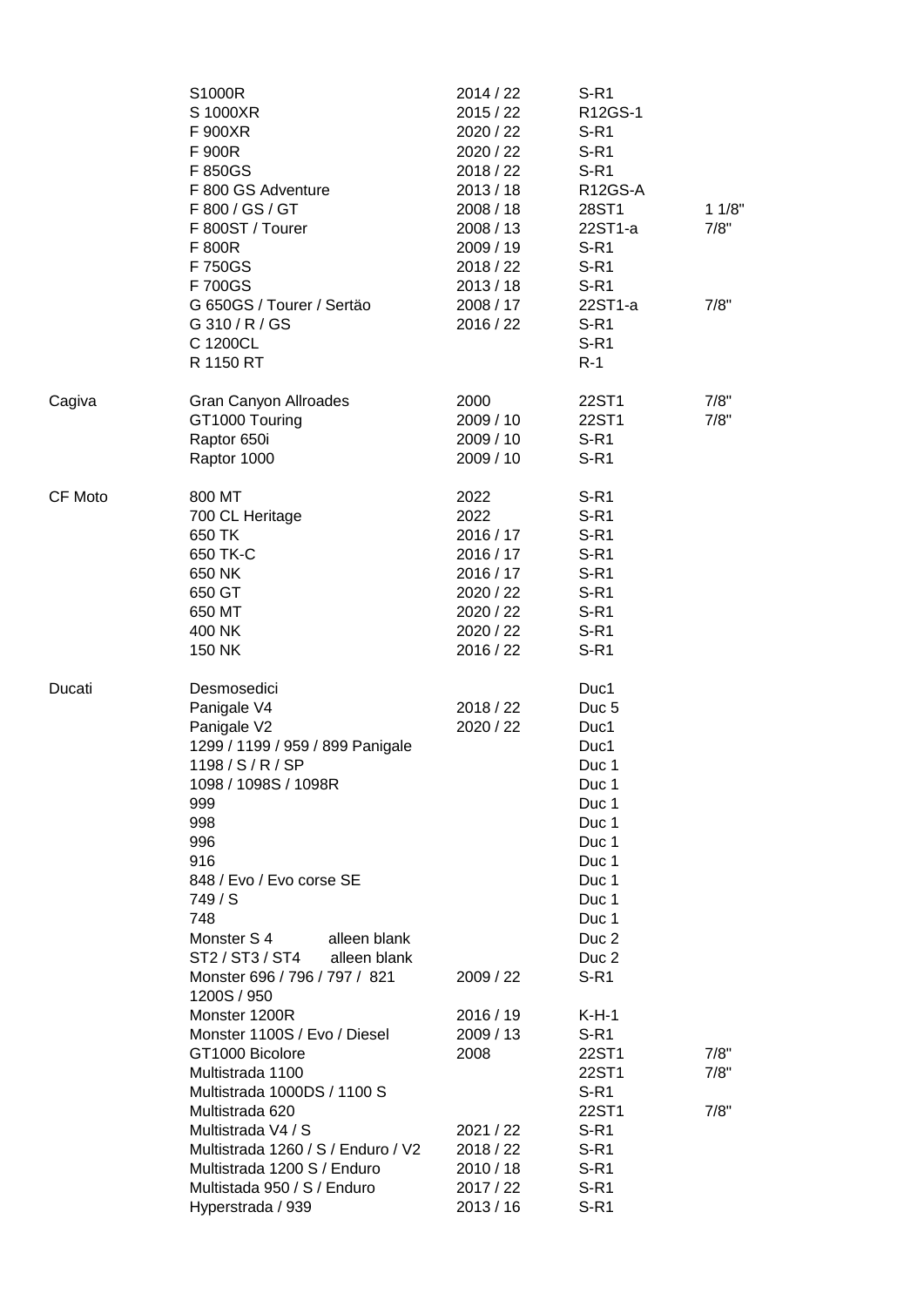| | | | | |
|---|---|---|---|---|
| | S1000R | 2014 / 22 | S-R1 | |
| | S 1000XR | 2015 / 22 | R12GS-1 | |
| | F 900XR | 2020 / 22 | S-R1 | |
| | F 900R | 2020 / 22 | S-R1 | |
| | F 850GS | 2018 / 22 | S-R1 | |
| | F 800 GS Adventure | 2013 / 18 | R12GS-A | |
| | F 800 / GS / GT | 2008 / 18 | 28ST1 | 1 1/8" |
| | F 800ST / Tourer | 2008 / 13 | 22ST1-a | 7/8" |
| | F 800R | 2009 / 19 | S-R1 | |
| | F 750GS | 2018 / 22 | S-R1 | |
| | F 700GS | 2013 / 18 | S-R1 | |
| | G 650GS / Tourer / Sertäo | 2008 / 17 | 22ST1-a | 7/8" |
| | G 310 / R / GS | 2016 / 22 | S-R1 | |
| | C 1200CL | | S-R1 | |
| | R 1150 RT | | R-1 | |
| | | | | |
| Cagiva | Gran Canyon Allroades | 2000 | 22ST1 | 7/8" |
| | GT1000 Touring | 2009 / 10 | 22ST1 | 7/8" |
| | Raptor 650i | 2009 / 10 | S-R1 | |
| | Raptor 1000 | 2009 / 10 | S-R1 | |
| | | | | |
| CF Moto | 800 MT | 2022 | S-R1 | |
| | 700 CL Heritage | 2022 | S-R1 | |
| | 650 TK | 2016 / 17 | S-R1 | |
| | 650 TK-C | 2016 / 17 | S-R1 | |
| | 650 NK | 2016 / 17 | S-R1 | |
| | 650 GT | 2020 / 22 | S-R1 | |
| | 650 MT | 2020 / 22 | S-R1 | |
| | 400 NK | 2020 / 22 | S-R1 | |
| | 150 NK | 2016 / 22 | S-R1 | |
| | | | | |
| Ducati | Desmosedici | | Duc1 | |
| | Panigale V4 | 2018 / 22 | Duc 5 | |
| | Panigale V2 | 2020 / 22 | Duc1 | |
| | 1299 / 1199 / 959 / 899 Panigale | | Duc1 | |
| | 1198 / S / R / SP | | Duc 1 | |
| | 1098 / 1098S / 1098R | | Duc 1 | |
| | 999 | | Duc 1 | |
| | 998 | | Duc 1 | |
| | 996 | | Duc 1 | |
| | 916 | | Duc 1 | |
| | 848 / Evo / Evo corse SE | | Duc 1 | |
| | 749 / S | | Duc 1 | |
| | 748 | | Duc 1 | |
| | Monster S 4 alleen blank | | Duc 2 | |
| | ST2 / ST3 / ST4 alleen blank | | Duc 2 | |
| | Monster 696 / 796 / 797 / 821 1200S / 950 | 2009 / 22 | S-R1 | |
| | Monster 1200R | 2016 / 19 | K-H-1 | |
| | Monster 1100S / Evo / Diesel | 2009 / 13 | S-R1 | |
| | GT1000 Bicolore | 2008 | 22ST1 | 7/8" |
| | Multistrada 1100 | | 22ST1 | 7/8" |
| | Multistrada 1000DS / 1100 S | | S-R1 | |
| | Multistrada 620 | | 22ST1 | 7/8" |
| | Multistrada V4 / S | 2021 / 22 | S-R1 | |
| | Multistrada 1260 / S / Enduro / V2 | 2018 / 22 | S-R1 | |
| | Multistrada 1200 S / Enduro | 2010 / 18 | S-R1 | |
| | Multistada 950 / S / Enduro | 2017 / 22 | S-R1 | |
| | Hyperstrada / 939 | 2013 / 16 | S-R1 | |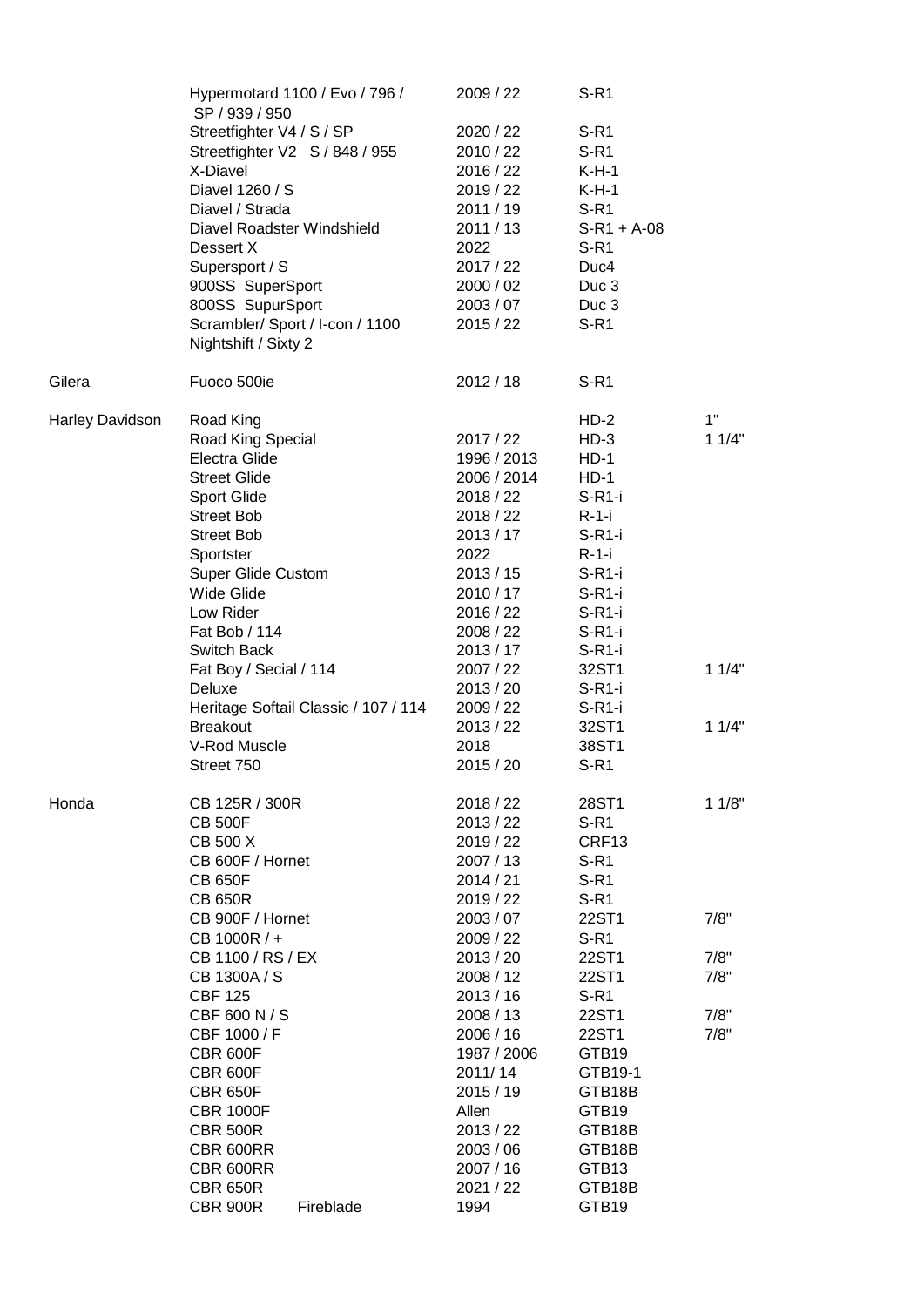| | | | | |
|---|---|---|---|---|
| | Hypermotard 1100 / Evo / 796 / SP / 939 / 950 | 2009 / 22 | S-R1 | |
| | Streetfighter V4 / S / SP | 2020 / 22 | S-R1 | |
| | Streetfighter V2 S / 848 / 955 | 2010 / 22 | S-R1 | |
| | X-Diavel | 2016 / 22 | K-H-1 | |
| | Diavel 1260 / S | 2019 / 22 | K-H-1 | |
| | Diavel / Strada | 2011 / 19 | S-R1 | |
| | Diavel Roadster Windshield | 2011 / 13 | S-R1 + A-08 | |
| | Dessert X | 2022 | S-R1 | |
| | Supersport / S | 2017 / 22 | Duc4 | |
| | 900SS SuperSport | 2000 / 02 | Duc 3 | |
| | 800SS SupurSport | 2003 / 07 | Duc 3 | |
| | Scrambler/ Sport / I-con / 1100 Nightshift / Sixty 2 | 2015 / 22 | S-R1 | |
| Gilera | Fuoco 500ie | 2012 / 18 | S-R1 | |
| Harley Davidson | Road King | | HD-2 | 1" |
| | Road King Special | 2017 / 22 | HD-3 | 1 1/4" |
| | Electra Glide | 1996 / 2013 | HD-1 | |
| | Street Glide | 2006 / 2014 | HD-1 | |
| | Sport Glide | 2018 / 22 | S-R1-i | |
| | Street Bob | 2018 / 22 | R-1-i | |
| | Street Bob | 2013 / 17 | S-R1-i | |
| | Sportster | 2022 | R-1-i | |
| | Super Glide Custom | 2013 / 15 | S-R1-i | |
| | Wide Glide | 2010 / 17 | S-R1-i | |
| | Low Rider | 2016 / 22 | S-R1-i | |
| | Fat Bob / 114 | 2008 / 22 | S-R1-i | |
| | Switch Back | 2013 / 17 | S-R1-i | |
| | Fat Boy / Secial / 114 | 2007 / 22 | 32ST1 | 1 1/4" |
| | Deluxe | 2013 / 20 | S-R1-i | |
| | Heritage Softail Classic / 107 / 114 | 2009 / 22 | S-R1-i | |
| | Breakout | 2013 / 22 | 32ST1 | 1 1/4" |
| | V-Rod Muscle | 2018 | 38ST1 | |
| | Street 750 | 2015 / 20 | S-R1 | |
| Honda | CB 125R / 300R | 2018 / 22 | 28ST1 | 1 1/8" |
| | CB 500F | 2013 / 22 | S-R1 | |
| | CB 500 X | 2019 / 22 | CRF13 | |
| | CB 600F / Hornet | 2007 / 13 | S-R1 | |
| | CB 650F | 2014 / 21 | S-R1 | |
| | CB 650R | 2019 / 22 | S-R1 | |
| | CB 900F / Hornet | 2003 / 07 | 22ST1 | 7/8" |
| | CB 1000R / + | 2009 / 22 | S-R1 | |
| | CB 1100 / RS / EX | 2013 / 20 | 22ST1 | 7/8" |
| | CB 1300A / S | 2008 / 12 | 22ST1 | 7/8" |
| | CBF 125 | 2013 / 16 | S-R1 | |
| | CBF 600 N / S | 2008 / 13 | 22ST1 | 7/8" |
| | CBF 1000 / F | 2006 / 16 | 22ST1 | 7/8" |
| | CBR 600F | 1987 / 2006 | GTB19 | |
| | CBR 600F | 2011/ 14 | GTB19-1 | |
| | CBR 650F | 2015 / 19 | GTB18B | |
| | CBR 1000F | Allen | GTB19 | |
| | CBR 500R | 2013 / 22 | GTB18B | |
| | CBR 600RR | 2003 / 06 | GTB18B | |
| | CBR 600RR | 2007 / 16 | GTB13 | |
| | CBR 650R | 2021 / 22 | GTB18B | |
| | CBR 900R Fireblade | 1994 | GTB19 | |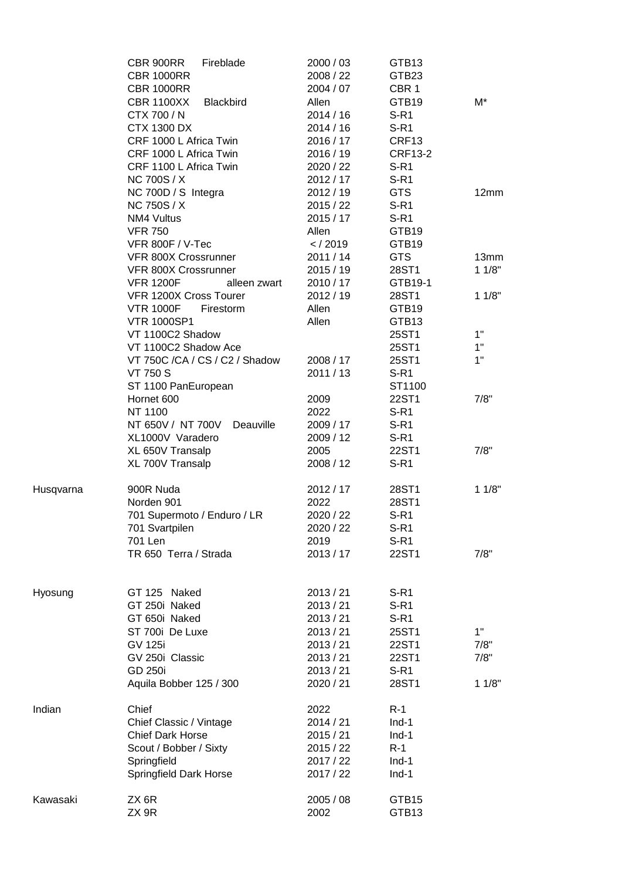| | | | | |
|---|---|---|---|---|
| | CBR 900RR Fireblade | 2000 / 03 | GTB13 | |
| | CBR 1000RR | 2008 / 22 | GTB23 | |
| | CBR 1000RR | 2004 / 07 | CBR 1 | |
| | CBR 1100XX Blackbird | Allen | GTB19 | M* |
| | CTX 700 / N | 2014 / 16 | S-R1 | |
| | CTX 1300 DX | 2014 / 16 | S-R1 | |
| | CRF 1000 L Africa Twin | 2016 / 17 | CRF13 | |
| | CRF 1000 L Africa Twin | 2016 / 19 | CRF13-2 | |
| | CRF 1100 L Africa Twin | 2020 / 22 | S-R1 | |
| | NC 700S / X | 2012 / 17 | S-R1 | |
| | NC 700D / S Integra | 2012 / 19 | GTS | 12mm |
| | NC 750S / X | 2015 / 22 | S-R1 | |
| | NM4 Vultus | 2015 / 17 | S-R1 | |
| | VFR 750 | Allen | GTB19 | |
| | VFR 800F / V-Tec | < / 2019 | GTB19 | |
| | VFR 800X Crossrunner | 2011 / 14 | GTS | 13mm |
| | VFR 800X Crossrunner | 2015 / 19 | 28ST1 | 1 1/8" |
| | VFR 1200F alleen zwart | 2010 / 17 | GTB19-1 | |
| | VFR 1200X Cross Tourer | 2012 / 19 | 28ST1 | 1 1/8" |
| | VTR 1000F Firestorm | Allen | GTB19 | |
| | VTR 1000SP1 | Allen | GTB13 | |
| | VT 1100C2 Shadow | | 25ST1 | 1" |
| | VT 1100C2 Shadow Ace | | 25ST1 | 1" |
| | VT 750C /CA / CS / C2 / Shadow | 2008 / 17 | 25ST1 | 1" |
| | VT 750 S | 2011 / 13 | S-R1 | |
| | ST 1100 PanEuropean | | ST1100 | |
| | Hornet 600 | 2009 | 22ST1 | 7/8" |
| | NT 1100 | 2022 | S-R1 | |
| | NT 650V / NT 700V Deauville | 2009 / 17 | S-R1 | |
| | XL1000V Varadero | 2009 / 12 | S-R1 | |
| | XL 650V Transalp | 2005 | 22ST1 | 7/8" |
| | XL 700V Transalp | 2008 / 12 | S-R1 | |
| Husqvarna | 900R Nuda | 2012 / 17 | 28ST1 | 1 1/8" |
| | Norden 901 | 2022 | 28ST1 | |
| | 701 Supermoto / Enduro / LR | 2020 / 22 | S-R1 | |
| | 701 Svartpilen | 2020 / 22 | S-R1 | |
| | 701 Len | 2019 | S-R1 | |
| | TR 650 Terra / Strada | 2013 / 17 | 22ST1 | 7/8" |
| Hyosung | GT 125 Naked | 2013 / 21 | S-R1 | |
| | GT 250i Naked | 2013 / 21 | S-R1 | |
| | GT 650i Naked | 2013 / 21 | S-R1 | |
| | ST 700i De Luxe | 2013 / 21 | 25ST1 | 1" |
| | GV 125i | 2013 / 21 | 22ST1 | 7/8" |
| | GV 250i Classic | 2013 / 21 | 22ST1 | 7/8" |
| | GD 250i | 2013 / 21 | S-R1 | |
| | Aquila Bobber 125 / 300 | 2020 / 21 | 28ST1 | 1 1/8" |
| Indian | Chief | 2022 | R-1 | |
| | Chief Classic / Vintage | 2014 / 21 | Ind-1 | |
| | Chief Dark Horse | 2015 / 21 | Ind-1 | |
| | Scout / Bobber / Sixty | 2015 / 22 | R-1 | |
| | Springfield | 2017 / 22 | Ind-1 | |
| | Springfield Dark Horse | 2017 / 22 | Ind-1 | |
| Kawasaki | ZX 6R | 2005 / 08 | GTB15 | |
| | ZX 9R | 2002 | GTB13 | |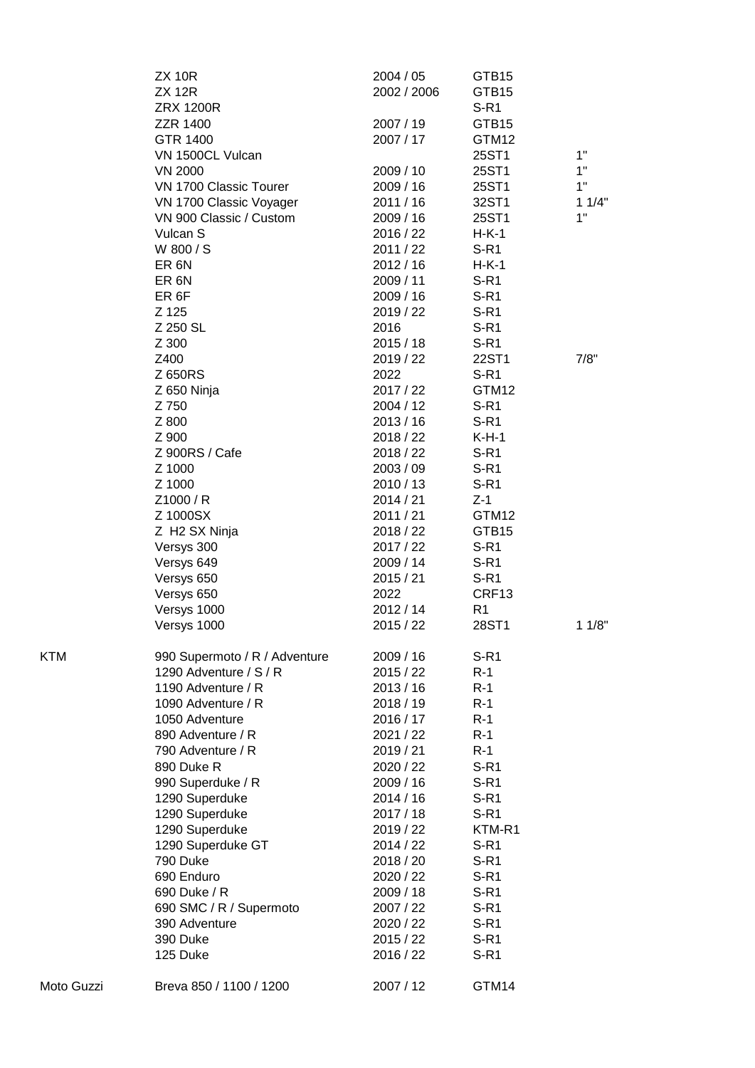| | | | | |
|---|---|---|---|---|
| | ZX 10R | 2004 / 05 | GTB15 | |
| | ZX 12R | 2002 / 2006 | GTB15 | |
| | ZRX 1200R | | S-R1 | |
| | ZZR 1400 | 2007 / 19 | GTB15 | |
| | GTR 1400 | 2007 / 17 | GTM12 | |
| | VN 1500CL Vulcan | | 25ST1 | 1" |
| | VN 2000 | 2009 / 10 | 25ST1 | 1" |
| | VN 1700 Classic Tourer | 2009 / 16 | 25ST1 | 1" |
| | VN 1700 Classic Voyager | 2011 / 16 | 32ST1 | 1 1/4" |
| | VN 900 Classic / Custom | 2009 / 16 | 25ST1 | 1" |
| | Vulcan S | 2016 / 22 | H-K-1 | |
| | W 800 / S | 2011 / 22 | S-R1 | |
| | ER 6N | 2012 / 16 | H-K-1 | |
| | ER 6N | 2009 / 11 | S-R1 | |
| | ER 6F | 2009 / 16 | S-R1 | |
| | Z 125 | 2019 / 22 | S-R1 | |
| | Z 250 SL | 2016 | S-R1 | |
| | Z 300 | 2015 / 18 | S-R1 | |
| | Z400 | 2019 / 22 | 22ST1 | 7/8" |
| | Z 650RS | 2022 | S-R1 | |
| | Z 650 Ninja | 2017 / 22 | GTM12 | |
| | Z 750 | 2004 / 12 | S-R1 | |
| | Z 800 | 2013 / 16 | S-R1 | |
| | Z 900 | 2018 / 22 | K-H-1 | |
| | Z 900RS / Cafe | 2018 / 22 | S-R1 | |
| | Z 1000 | 2003 / 09 | S-R1 | |
| | Z 1000 | 2010 / 13 | S-R1 | |
| | Z1000 / R | 2014 / 21 | Z-1 | |
| | Z 1000SX | 2011 / 21 | GTM12 | |
| | Z H2 SX Ninja | 2018 / 22 | GTB15 | |
| | Versys 300 | 2017 / 22 | S-R1 | |
| | Versys 649 | 2009 / 14 | S-R1 | |
| | Versys 650 | 2015 / 21 | S-R1 | |
| | Versys 650 | 2022 | CRF13 | |
| | Versys 1000 | 2012 / 14 | R1 | |
| | Versys 1000 | 2015 / 22 | 28ST1 | 1 1/8" |
| KTM | 990 Supermoto / R / Adventure | 2009 / 16 | S-R1 | |
| | 1290 Adventure / S / R | 2015 / 22 | R-1 | |
| | 1190 Adventure / R | 2013 / 16 | R-1 | |
| | 1090 Adventure / R | 2018 / 19 | R-1 | |
| | 1050 Adventure | 2016 / 17 | R-1 | |
| | 890 Adventure / R | 2021 / 22 | R-1 | |
| | 790 Adventure / R | 2019 / 21 | R-1 | |
| | 890 Duke R | 2020 / 22 | S-R1 | |
| | 990 Superduke / R | 2009 / 16 | S-R1 | |
| | 1290 Superduke | 2014 / 16 | S-R1 | |
| | 1290 Superduke | 2017 / 18 | S-R1 | |
| | 1290 Superduke | 2019 / 22 | KTM-R1 | |
| | 1290 Superduke GT | 2014 / 22 | S-R1 | |
| | 790 Duke | 2018 / 20 | S-R1 | |
| | 690 Enduro | 2020 / 22 | S-R1 | |
| | 690 Duke / R | 2009 / 18 | S-R1 | |
| | 690 SMC / R / Supermoto | 2007 / 22 | S-R1 | |
| | 390 Adventure | 2020 / 22 | S-R1 | |
| | 390 Duke | 2015 / 22 | S-R1 | |
| | 125 Duke | 2016 / 22 | S-R1 | |
| Moto Guzzi | Breva 850 / 1100 / 1200 | 2007 / 12 | GTM14 | |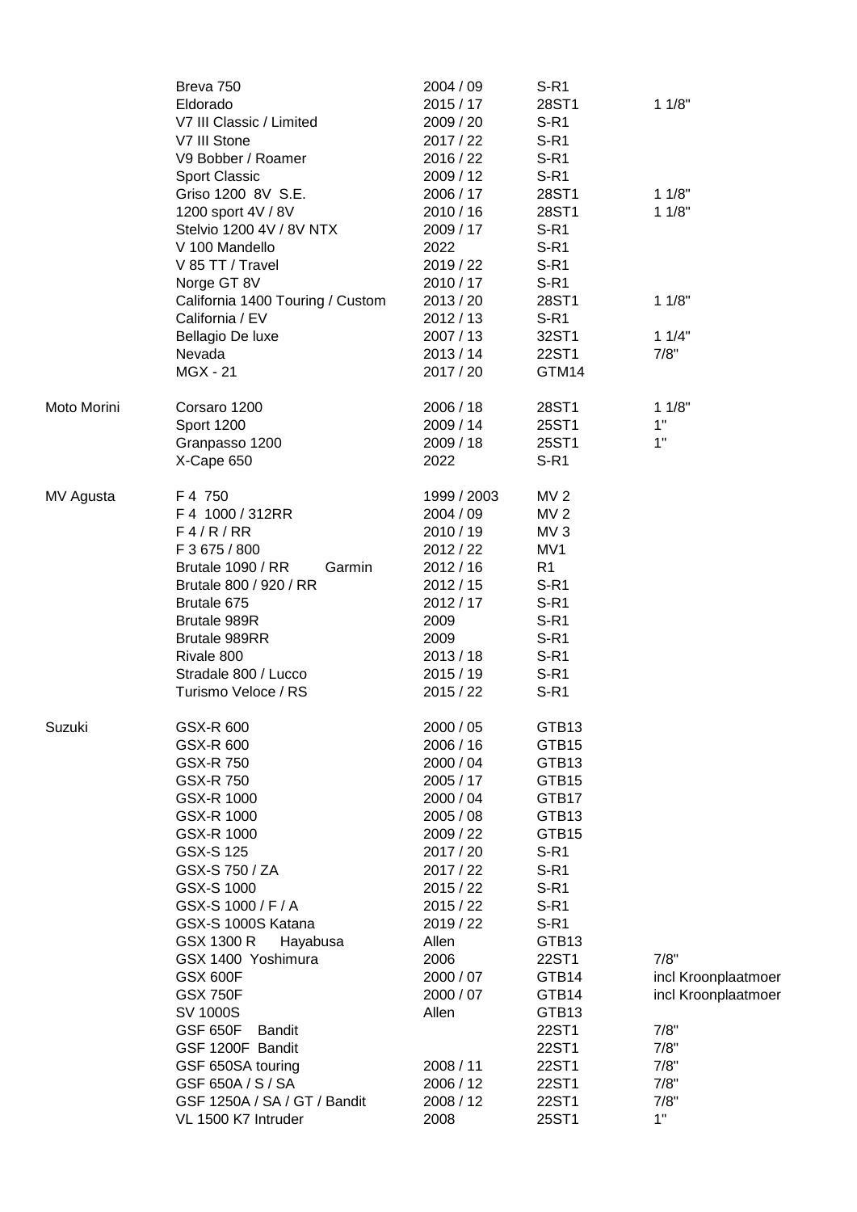| | | | | |
|---|---|---|---|---|
| | Breva 750 | 2004 / 09 | S-R1 | |
| | Eldorado | 2015 / 17 | 28ST1 | 1 1/8" |
| | V7 III Classic / Limited | 2009 / 20 | S-R1 | |
| | V7 III Stone | 2017 / 22 | S-R1 | |
| | V9 Bobber / Roamer | 2016 / 22 | S-R1 | |
| | Sport Classic | 2009 / 12 | S-R1 | |
| | Griso 1200 8V S.E. | 2006 / 17 | 28ST1 | 1 1/8" |
| | 1200 sport 4V / 8V | 2010 / 16 | 28ST1 | 1 1/8" |
| | Stelvio 1200 4V / 8V NTX | 2009 / 17 | S-R1 | |
| | V 100 Mandello | 2022 | S-R1 | |
| | V 85 TT / Travel | 2019 / 22 | S-R1 | |
| | Norge GT 8V | 2010 / 17 | S-R1 | |
| | California 1400 Touring / Custom | 2013 / 20 | 28ST1 | 1 1/8" |
| | California / EV | 2012 / 13 | S-R1 | |
| | Bellagio De luxe | 2007 / 13 | 32ST1 | 1 1/4" |
| | Nevada | 2013 / 14 | 22ST1 | 7/8" |
| | MGX - 21 | 2017 / 20 | GTM14 | |
| | | | | |
| Moto Morini | Corsaro 1200 | 2006 / 18 | 28ST1 | 1 1/8" |
| | Sport 1200 | 2009 / 14 | 25ST1 | 1" |
| | Granpasso 1200 | 2009 / 18 | 25ST1 | 1" |
| | X-Cape 650 | 2022 | S-R1 | |
| | | | | |
| MV Agusta | F 4 750 | 1999 / 2003 | MV 2 | |
| | F 4 1000 / 312RR | 2004 / 09 | MV 2 | |
| | F 4 / R / RR | 2010 / 19 | MV 3 | |
| | F 3 675 / 800 | 2012 / 22 | MV1 | |
| | Brutale 1090 / RR Garmin | 2012 / 16 | R1 | |
| | Brutale 800 / 920 / RR | 2012 / 15 | S-R1 | |
| | Brutale 675 | 2012 / 17 | S-R1 | |
| | Brutale 989R | 2009 | S-R1 | |
| | Brutale 989RR | 2009 | S-R1 | |
| | Rivale 800 | 2013 / 18 | S-R1 | |
| | Stradale 800 / Lucco | 2015 / 19 | S-R1 | |
| | Turismo Veloce / RS | 2015 / 22 | S-R1 | |
| | | | | |
| Suzuki | GSX-R 600 | 2000 / 05 | GTB13 | |
| | GSX-R 600 | 2006 / 16 | GTB15 | |
| | GSX-R 750 | 2000 / 04 | GTB13 | |
| | GSX-R 750 | 2005 / 17 | GTB15 | |
| | GSX-R 1000 | 2000 / 04 | GTB17 | |
| | GSX-R 1000 | 2005 / 08 | GTB13 | |
| | GSX-R 1000 | 2009 / 22 | GTB15 | |
| | GSX-S 125 | 2017 / 20 | S-R1 | |
| | GSX-S 750 / ZA | 2017 / 22 | S-R1 | |
| | GSX-S 1000 | 2015 / 22 | S-R1 | |
| | GSX-S 1000 / F / A | 2015 / 22 | S-R1 | |
| | GSX-S 1000S Katana | 2019 / 22 | S-R1 | |
| | GSX 1300 R Hayabusa | Allen | GTB13 | |
| | GSX 1400 Yoshimura | 2006 | 22ST1 | 7/8" |
| | GSX 600F | 2000 / 07 | GTB14 | incl Kroonplaatmoer |
| | GSX 750F | 2000 / 07 | GTB14 | incl Kroonplaatmoer |
| | SV 1000S | Allen | GTB13 | |
| | GSF 650F Bandit | | 22ST1 | 7/8" |
| | GSF 1200F Bandit | | 22ST1 | 7/8" |
| | GSF 650SA touring | 2008 / 11 | 22ST1 | 7/8" |
| | GSF 650A / S / SA | 2006 / 12 | 22ST1 | 7/8" |
| | GSF 1250A / SA / GT / Bandit | 2008 / 12 | 22ST1 | 7/8" |
| | VL 1500 K7 Intruder | 2008 | 25ST1 | 1" |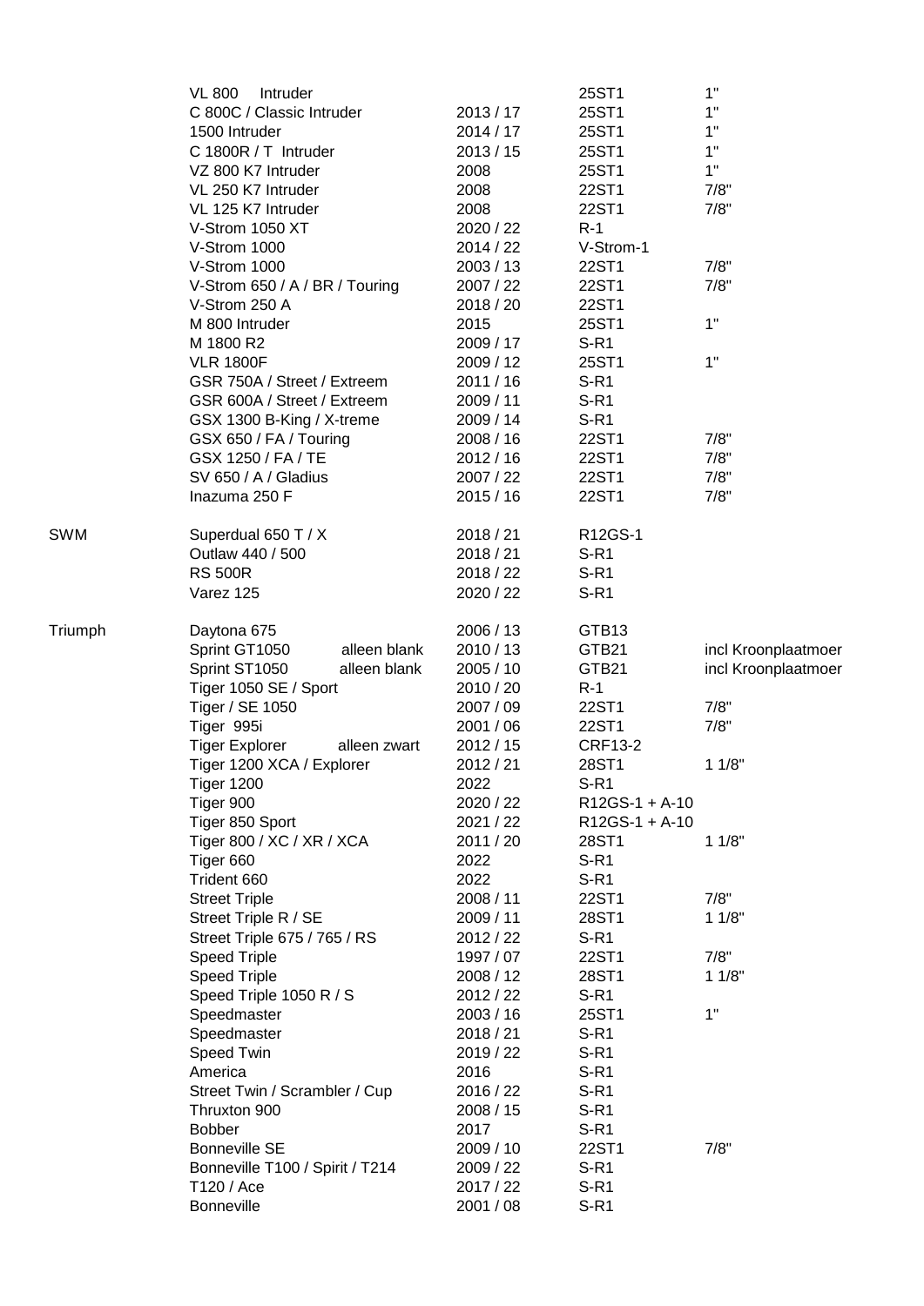| | | | | |
|---|---|---|---|---|
| | VL 800 Intruder | | 25ST1 | 1" |
| | C 800C / Classic Intruder | 2013 / 17 | 25ST1 | 1" |
| | 1500 Intruder | 2014 / 17 | 25ST1 | 1" |
| | C 1800R / T Intruder | 2013 / 15 | 25ST1 | 1" |
| | VZ 800 K7 Intruder | 2008 | 25ST1 | 1" |
| | VL 250 K7 Intruder | 2008 | 22ST1 | 7/8" |
| | VL 125 K7 Intruder | 2008 | 22ST1 | 7/8" |
| | V-Strom 1050 XT | 2020 / 22 | R-1 | |
| | V-Strom 1000 | 2014 / 22 | V-Strom-1 | |
| | V-Strom 1000 | 2003 / 13 | 22ST1 | 7/8" |
| | V-Strom 650 / A / BR / Touring | 2007 / 22 | 22ST1 | 7/8" |
| | V-Strom 250 A | 2018 / 20 | 22ST1 | |
| | M 800 Intruder | 2015 | 25ST1 | 1" |
| | M 1800 R2 | 2009 / 17 | S-R1 | |
| | VLR 1800F | 2009 / 12 | 25ST1 | 1" |
| | GSR 750A / Street / Extreem | 2011 / 16 | S-R1 | |
| | GSR 600A / Street / Extreem | 2009 / 11 | S-R1 | |
| | GSX 1300 B-King / X-treme | 2009 / 14 | S-R1 | |
| | GSX 650 / FA / Touring | 2008 / 16 | 22ST1 | 7/8" |
| | GSX 1250 / FA / TE | 2012 / 16 | 22ST1 | 7/8" |
| | SV 650 / A / Gladius | 2007 / 22 | 22ST1 | 7/8" |
| | Inazuma 250 F | 2015 / 16 | 22ST1 | 7/8" |
| | | | | |
| SWM | Superdual 650 T / X | 2018 / 21 | R12GS-1 | |
| | Outlaw 440 / 500 | 2018 / 21 | S-R1 | |
| | RS 500R | 2018 / 22 | S-R1 | |
| | Varez 125 | 2020 / 22 | S-R1 | |
| | | | | |
| Triumph | Daytona 675 | 2006 / 13 | GTB13 | |
| | Sprint GT1050 alleen blank | 2010 / 13 | GTB21 | incl Kroonplaatmoer |
| | Sprint ST1050 alleen blank | 2005 / 10 | GTB21 | incl Kroonplaatmoer |
| | Tiger 1050 SE / Sport | 2010 / 20 | R-1 | |
| | Tiger / SE 1050 | 2007 / 09 | 22ST1 | 7/8" |
| | Tiger 995i | 2001 / 06 | 22ST1 | 7/8" |
| | Tiger Explorer alleen zwart | 2012 / 15 | CRF13-2 | |
| | Tiger 1200 XCA / Explorer | 2012 / 21 | 28ST1 | 1 1/8" |
| | Tiger 1200 | 2022 | S-R1 | |
| | Tiger 900 | 2020 / 22 | R12GS-1 + A-10 | |
| | Tiger 850 Sport | 2021 / 22 | R12GS-1 + A-10 | |
| | Tiger 800 / XC / XR / XCA | 2011 / 20 | 28ST1 | 1 1/8" |
| | Tiger 660 | 2022 | S-R1 | |
| | Trident 660 | 2022 | S-R1 | |
| | Street Triple | 2008 / 11 | 22ST1 | 7/8" |
| | Street Triple R / SE | 2009 / 11 | 28ST1 | 1 1/8" |
| | Street Triple 675 / 765 / RS | 2012 / 22 | S-R1 | |
| | Speed Triple | 1997 / 07 | 22ST1 | 7/8" |
| | Speed Triple | 2008 / 12 | 28ST1 | 1 1/8" |
| | Speed Triple 1050 R / S | 2012 / 22 | S-R1 | |
| | Speedmaster | 2003 / 16 | 25ST1 | 1" |
| | Speedmaster | 2018 / 21 | S-R1 | |
| | Speed Twin | 2019 / 22 | S-R1 | |
| | America | 2016 | S-R1 | |
| | Street Twin / Scrambler / Cup | 2016 / 22 | S-R1 | |
| | Thruxton 900 | 2008 / 15 | S-R1 | |
| | Bobber | 2017 | S-R1 | |
| | Bonneville SE | 2009 / 10 | 22ST1 | 7/8" |
| | Bonneville T100 / Spirit / T214 | 2009 / 22 | S-R1 | |
| | T120 / Ace | 2017 / 22 | S-R1 | |
| | Bonneville | 2001 / 08 | S-R1 | |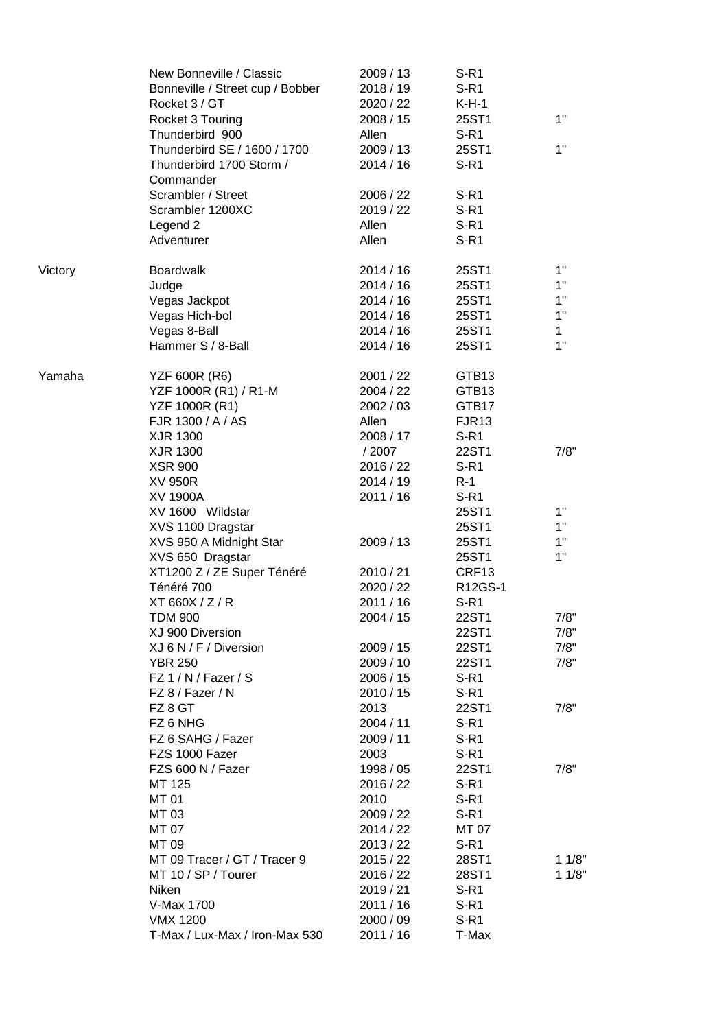| | | | | |
|---|---|---|---|---|
| | New Bonneville / Classic | 2009 / 13 | S-R1 | |
| | Bonneville / Street cup / Bobber | 2018 / 19 | S-R1 | |
| | Rocket 3 / GT | 2020 / 22 | K-H-1 | |
| | Rocket 3 Touring | 2008 / 15 | 25ST1 | 1" |
| | Thunderbird 900 | Allen | S-R1 | |
| | Thunderbird SE / 1600 / 1700 | 2009 / 13 | 25ST1 | 1" |
| | Thunderbird 1700 Storm / Commander | 2014 / 16 | S-R1 | |
| | Scrambler / Street | 2006 / 22 | S-R1 | |
| | Scrambler 1200XC | 2019 / 22 | S-R1 | |
| | Legend 2 | Allen | S-R1 | |
| | Adventurer | Allen | S-R1 | |
| | | | | |
| Victory | Boardwalk | 2014 / 16 | 25ST1 | 1" |
| | Judge | 2014 / 16 | 25ST1 | 1" |
| | Vegas Jackpot | 2014 / 16 | 25ST1 | 1" |
| | Vegas Hich-bol | 2014 / 16 | 25ST1 | 1" |
| | Vegas 8-Ball | 2014 / 16 | 25ST1 | 1 |
| | Hammer S / 8-Ball | 2014 / 16 | 25ST1 | 1" |
| | | | | |
| Yamaha | YZF 600R (R6) | 2001 / 22 | GTB13 | |
| | YZF 1000R (R1) / R1-M | 2004 / 22 | GTB13 | |
| | YZF 1000R (R1) | 2002 / 03 | GTB17 | |
| | FJR 1300 / A / AS | Allen | FJR13 | |
| | XJR 1300 | 2008 / 17 | S-R1 | |
| | XJR 1300 | / 2007 | 22ST1 | 7/8" |
| | XSR 900 | 2016 / 22 | S-R1 | |
| | XV 950R | 2014 / 19 | R-1 | |
| | XV 1900A | 2011 / 16 | S-R1 | |
| | XV 1600 Wildstar | | 25ST1 | 1" |
| | XVS 1100 Dragstar | | 25ST1 | 1" |
| | XVS 950 A Midnight Star | 2009 / 13 | 25ST1 | 1" |
| | XVS 650 Dragstar | | 25ST1 | 1" |
| | XT1200 Z / ZE Super Ténéré | 2010 / 21 | CRF13 | |
| | Ténéré 700 | 2020 / 22 | R12GS-1 | |
| | XT 660X / Z / R | 2011 / 16 | S-R1 | |
| | TDM 900 | 2004 / 15 | 22ST1 | 7/8" |
| | XJ 900 Diversion | | 22ST1 | 7/8" |
| | XJ 6 N / F / Diversion | 2009 / 15 | 22ST1 | 7/8" |
| | YBR 250 | 2009 / 10 | 22ST1 | 7/8" |
| | FZ 1 / N / Fazer / S | 2006 / 15 | S-R1 | |
| | FZ 8 / Fazer / N | 2010 / 15 | S-R1 | |
| | FZ 8 GT | 2013 | 22ST1 | 7/8" |
| | FZ 6 NHG | 2004 / 11 | S-R1 | |
| | FZ 6 SAHG / Fazer | 2009 / 11 | S-R1 | |
| | FZS 1000 Fazer | 2003 | S-R1 | |
| | FZS 600 N / Fazer | 1998 / 05 | 22ST1 | 7/8" |
| | MT 125 | 2016 / 22 | S-R1 | |
| | MT 01 | 2010 | S-R1 | |
| | MT 03 | 2009 / 22 | S-R1 | |
| | MT 07 | 2014 / 22 | MT 07 | |
| | MT 09 | 2013 / 22 | S-R1 | |
| | MT 09 Tracer / GT / Tracer 9 | 2015 / 22 | 28ST1 | 1 1/8" |
| | MT 10 / SP / Tourer | 2016 / 22 | 28ST1 | 1 1/8" |
| | Niken | 2019 / 21 | S-R1 | |
| | V-Max 1700 | 2011 / 16 | S-R1 | |
| | VMX 1200 | 2000 / 09 | S-R1 | |
| | T-Max / Lux-Max / Iron-Max 530 | 2011 / 16 | T-Max | |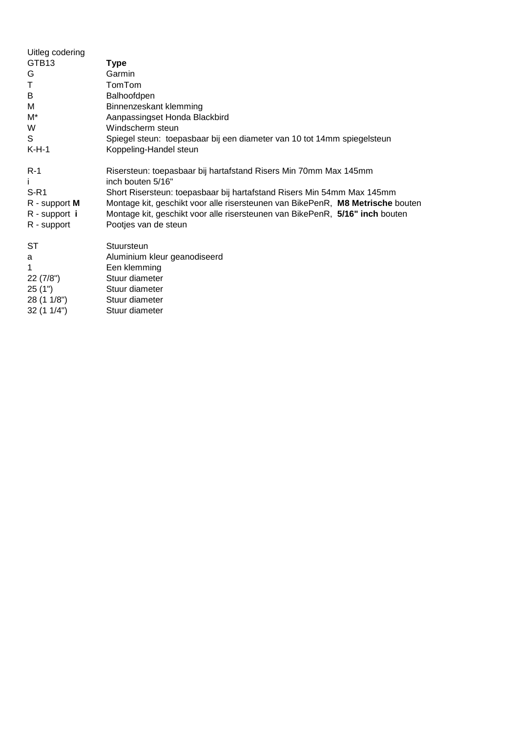| Uitleg codering | |
|---|---|
| GTB13 | **Type** |
| G | Garmin |
| T | TomTom |
| B | Balhoofdpen |
| M | Binnenzeskant klemming |
| M* | Aanpassingset Honda Blackbird |
| W | Windscherm steun |
| S | Spiegel steun:  toepasbaar bij een diameter van 10 tot 14mm spiegelsteun |
| K-H-1 | Koppeling-Handel steun |
| | |
| R-1 | Risersteun: toepasbaar bij hartafstand Risers Min 70mm Max 145mm |
| i | inch bouten 5/16" |
| S-R1 | Short Risersteun: toepasbaar bij hartafstand Risers Min 54mm Max 145mm |
| R - support **M** | Montage kit, geschikt voor alle risersteunen van BikePenR,  **M8 Metrische** bouten |
| R - support  **i** | Montage kit, geschikt voor alle risersteunen van BikePenR,  **5/16" inch** bouten |
| R - support | Pootjes van de steun |
| | |
| ST | Stuursteun |
| a | Aluminium kleur geanodiseerd |
| 1 | Een klemming |
| 22 (7/8") | Stuur diameter |
| 25 (1") | Stuur diameter |
| 28 (1 1/8") | Stuur diameter |
| 32 (1 1/4") | Stuur diameter |